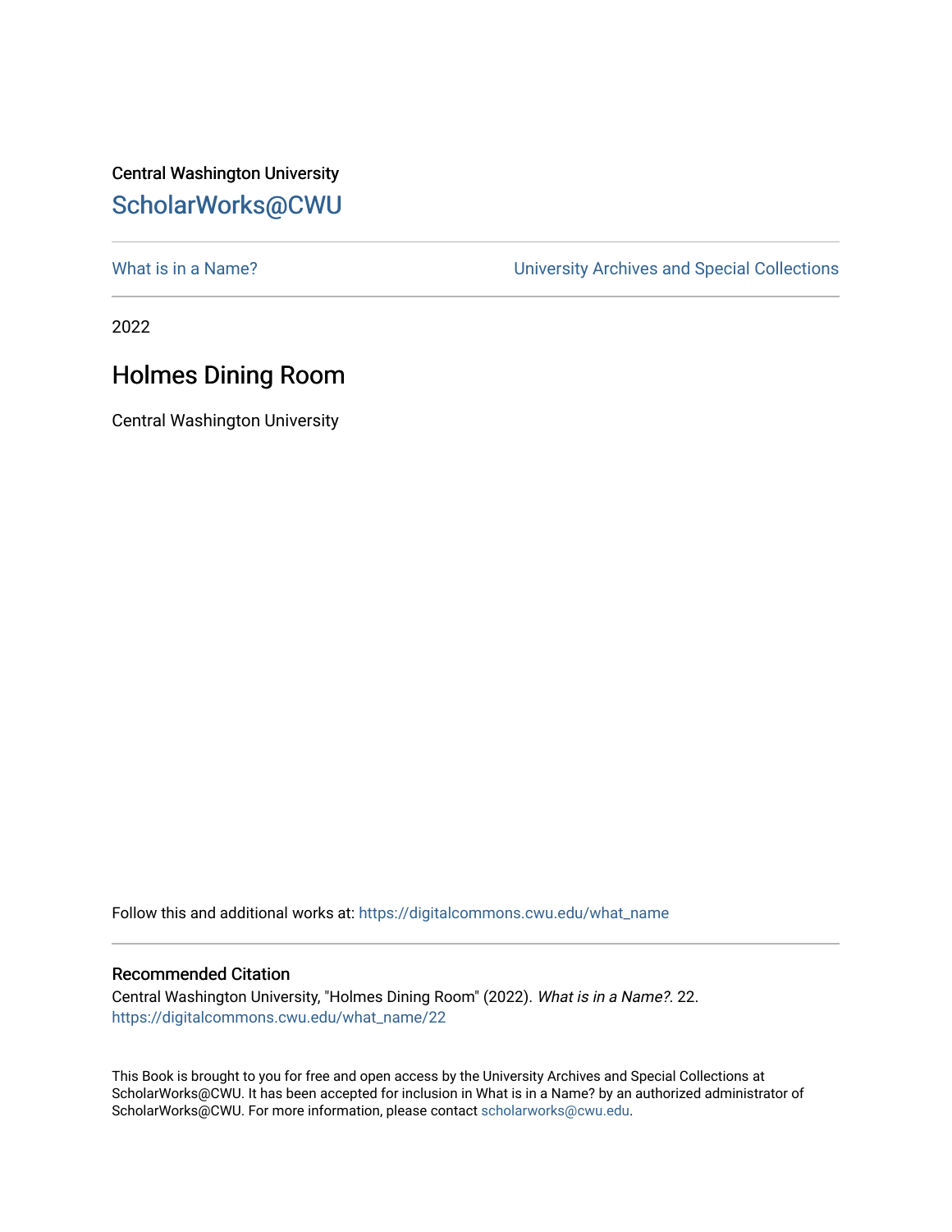Central Washington University

ScholarWorks@CWU

What is in a Name?

University Archives and Special Collections

2022

# Holmes Dining Room

Central Washington University

Follow this and additional works at: https://digitalcommons.cwu.edu/what_name

## Recommended Citation

Central Washington University, "Holmes Dining Room" (2022). *What is in a Name?*. 22.
https://digitalcommons.cwu.edu/what_name/22

This Book is brought to you for free and open access by the University Archives and Special Collections at ScholarWorks@CWU. It has been accepted for inclusion in What is in a Name? by an authorized administrator of ScholarWorks@CWU. For more information, please contact scholarworks@cwu.edu.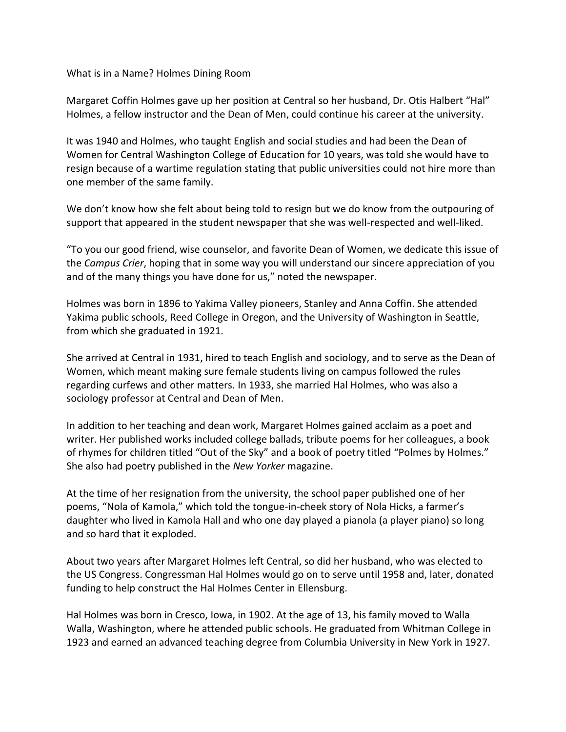What is in a Name? Holmes Dining Room

Margaret Coffin Holmes gave up her position at Central so her husband, Dr. Otis Halbert "Hal" Holmes, a fellow instructor and the Dean of Men, could continue his career at the university.

It was 1940 and Holmes, who taught English and social studies and had been the Dean of Women for Central Washington College of Education for 10 years, was told she would have to resign because of a wartime regulation stating that public universities could not hire more than one member of the same family.

We don't know how she felt about being told to resign but we do know from the outpouring of support that appeared in the student newspaper that she was well-respected and well-liked.

"To you our good friend, wise counselor, and favorite Dean of Women, we dedicate this issue of the *Campus Crier*, hoping that in some way you will understand our sincere appreciation of you and of the many things you have done for us," noted the newspaper.

Holmes was born in 1896 to Yakima Valley pioneers, Stanley and Anna Coffin. She attended Yakima public schools, Reed College in Oregon, and the University of Washington in Seattle, from which she graduated in 1921.

She arrived at Central in 1931, hired to teach English and sociology, and to serve as the Dean of Women, which meant making sure female students living on campus followed the rules regarding curfews and other matters. In 1933, she married Hal Holmes, who was also a sociology professor at Central and Dean of Men.

In addition to her teaching and dean work, Margaret Holmes gained acclaim as a poet and writer. Her published works included college ballads, tribute poems for her colleagues, a book of rhymes for children titled "Out of the Sky" and a book of poetry titled "Polmes by Holmes." She also had poetry published in the *New Yorker* magazine.

At the time of her resignation from the university, the school paper published one of her poems, "Nola of Kamola," which told the tongue-in-cheek story of Nola Hicks, a farmer's daughter who lived in Kamola Hall and who one day played a pianola (a player piano) so long and so hard that it exploded.

About two years after Margaret Holmes left Central, so did her husband, who was elected to the US Congress. Congressman Hal Holmes would go on to serve until 1958 and, later, donated funding to help construct the Hal Holmes Center in Ellensburg.

Hal Holmes was born in Cresco, Iowa, in 1902. At the age of 13, his family moved to Walla Walla, Washington, where he attended public schools. He graduated from Whitman College in 1923 and earned an advanced teaching degree from Columbia University in New York in 1927.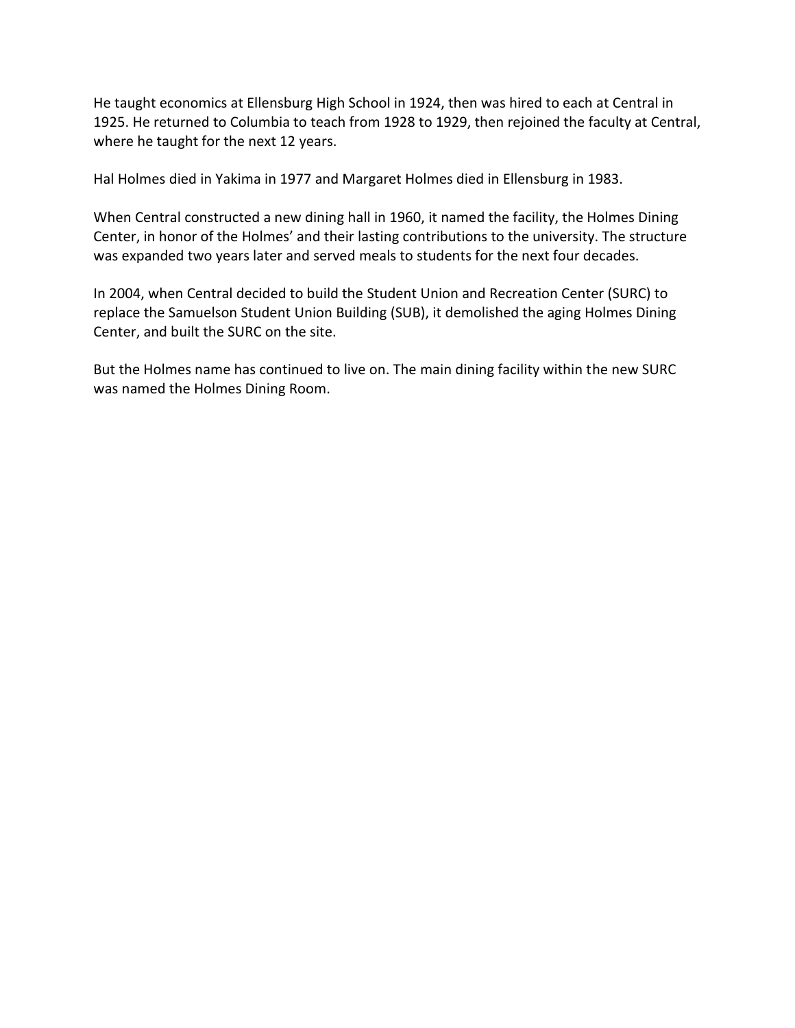He taught economics at Ellensburg High School in 1924, then was hired to each at Central in 1925. He returned to Columbia to teach from 1928 to 1929, then rejoined the faculty at Central, where he taught for the next 12 years.

Hal Holmes died in Yakima in 1977 and Margaret Holmes died in Ellensburg in 1983.

When Central constructed a new dining hall in 1960, it named the facility, the Holmes Dining Center, in honor of the Holmes' and their lasting contributions to the university. The structure was expanded two years later and served meals to students for the next four decades.

In 2004, when Central decided to build the Student Union and Recreation Center (SURC) to replace the Samuelson Student Union Building (SUB), it demolished the aging Holmes Dining Center, and built the SURC on the site.

But the Holmes name has continued to live on. The main dining facility within the new SURC was named the Holmes Dining Room.